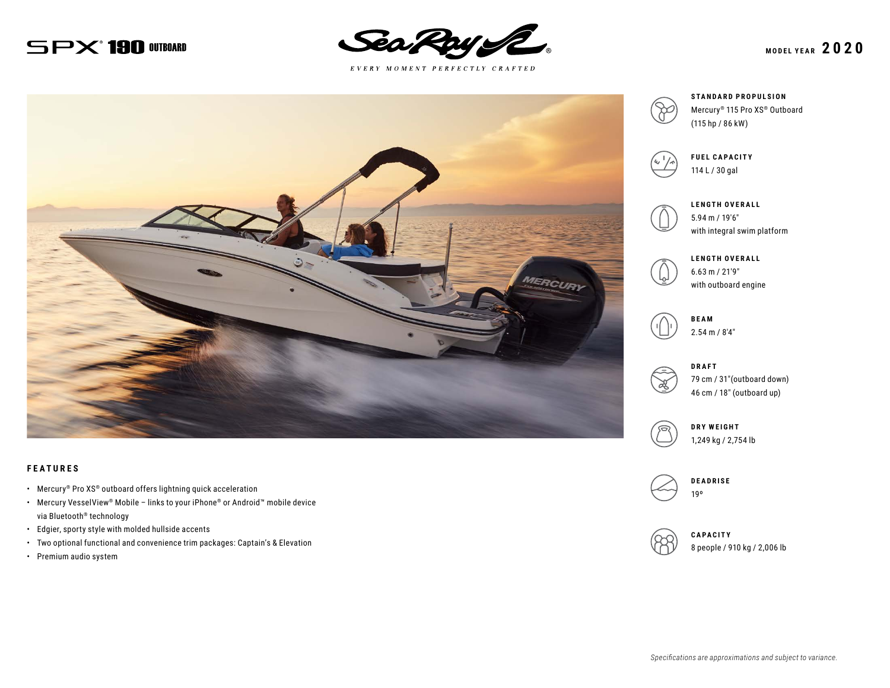# SPX® 190 OUTBOARD

Sea Ray

*EVERY MOMENT PERFECTLY CRAFTED*

**MODEL YEAR 2020**

**STANDARD PROPULSION**
Mercury® 115 Pro XS® Outboard
(115 hp / 86 kW)

**FUEL CAPACITY**
114 L / 30 gal

**LENGTH OVERALL**
5.94 m / 19'6"
with integral swim platform

**LENGTH OVERALL**
6.63 m / 21'9"
with outboard engine

**BEAM**
2.54 m / 8'4"

**DRAFT**
79 cm / 31"(outboard down)
46 cm / 18" (outboard up)

**DRY WEIGHT**
1,249 kg / 2,754 lb

**DEADRISE**
19º

**CAPACITY**
8 people / 910 kg / 2,006 lb

## FEATURES

- Mercury® Pro XS® outboard offers lightning quick acceleration
- Mercury VesselView® Mobile – links to your iPhone® or Android™ mobile device via Bluetooth® technology
- Edgier, sporty style with molded hullside accents
- Two optional functional and convenience trim packages: Captain's & Elevation
- Premium audio system

*Specifications are approximations and subject to variance.*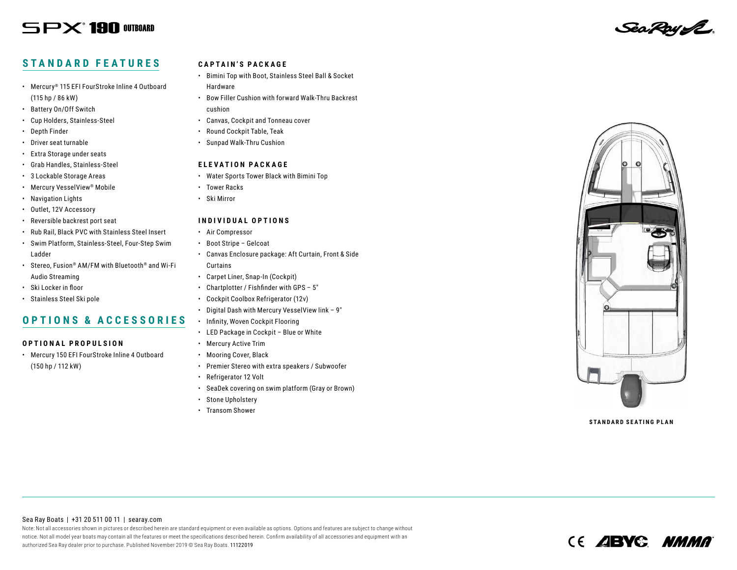# SPX® 190 OUTBOARD

## STANDARD FEATURES

- Mercury® 115 EFI FourStroke Inline 4 Outboard (115 hp / 86 kW)
- Battery On/Off Switch
- Cup Holders, Stainless-Steel
- Depth Finder
- Driver seat turnable
- Extra Storage under seats
- Grab Handles, Stainless-Steel
- 3 Lockable Storage Areas
- Mercury VesselView® Mobile
- Navigation Lights
- Outlet, 12V Accessory
- Reversible backrest port seat
- Rub Rail, Black PVC with Stainless Steel Insert
- Swim Platform, Stainless-Steel, Four-Step Swim Ladder
- Stereo, Fusion® AM/FM with Bluetooth® and Wi-Fi Audio Streaming
- Ski Locker in floor
- Stainless Steel Ski pole

## OPTIONS & ACCESSORIES

### OPTIONAL PROPULSION

- Mercury 150 EFI FourStroke Inline 4 Outboard (150 hp / 112 kW)

### CAPTAIN'S PACKAGE

- Bimini Top with Boot, Stainless Steel Ball & Socket Hardware
- Bow Filler Cushion with forward Walk-Thru Backrest cushion
- Canvas, Cockpit and Tonneau cover
- Round Cockpit Table, Teak
- Sunpad Walk-Thru Cushion

### ELEVATION PACKAGE

- Water Sports Tower Black with Bimini Top
- Tower Racks
- Ski Mirror

### INDIVIDUAL OPTIONS

- Air Compressor
- Boot Stripe – Gelcoat
- Canvas Enclosure package: Aft Curtain, Front & Side Curtains
- Carpet Liner, Snap-In (Cockpit)
- Chartplotter / Fishfinder with GPS – 5"
- Cockpit Coolbox Refrigerator (12v)
- Digital Dash with Mercury VesselView link – 9"
- Infinity, Woven Cockpit Flooring
- LED Package in Cockpit – Blue or White
- Mercury Active Trim
- Mooring Cover, Black
- Premier Stereo with extra speakers / Subwoofer
- Refrigerator 12 Volt
- SeaDek covering on swim platform (Gray or Brown)
- Stone Upholstery
- Transom Shower

STANDARD SEATING PLAN

Sea Ray Boats | +31 20 511 00 11 | searay.com

Note: Not all accessories shown in pictures or described herein are standard equipment or even available as options. Options and features are subject to change without notice. Not all model year boats may contain all the features or meet the specifications described herein. Confirm availability of all accessories and equipment with an authorized Sea Ray dealer prior to purchase. Published November 2019 © Sea Ray Boats. 11122019